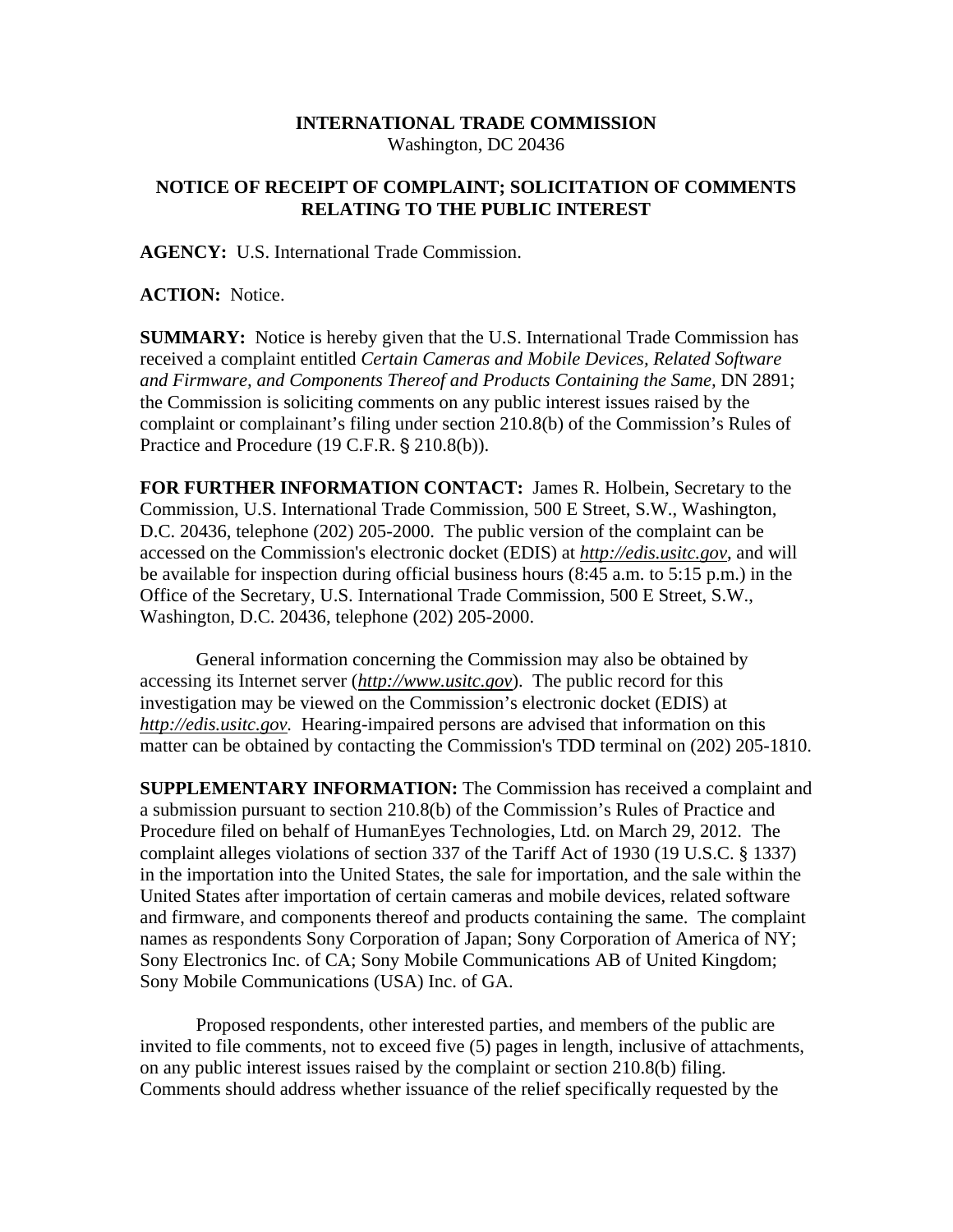**INTERNATIONAL TRADE COMMISSION**
Washington, DC 20436

**NOTICE OF RECEIPT OF COMPLAINT; SOLICITATION OF COMMENTS RELATING TO THE PUBLIC INTEREST**

**AGENCY:** U.S. International Trade Commission.

**ACTION:** Notice.

**SUMMARY:** Notice is hereby given that the U.S. International Trade Commission has received a complaint entitled *Certain Cameras and Mobile Devices, Related Software and Firmware, and Components Thereof and Products Containing the Same*, DN 2891; the Commission is soliciting comments on any public interest issues raised by the complaint or complainant's filing under section 210.8(b) of the Commission's Rules of Practice and Procedure (19 C.F.R. § 210.8(b)).

**FOR FURTHER INFORMATION CONTACT:** James R. Holbein, Secretary to the Commission, U.S. International Trade Commission, 500 E Street, S.W., Washington, D.C. 20436, telephone (202) 205-2000. The public version of the complaint can be accessed on the Commission's electronic docket (EDIS) at *http://edis.usitc.gov*, and will be available for inspection during official business hours (8:45 a.m. to 5:15 p.m.) in the Office of the Secretary, U.S. International Trade Commission, 500 E Street, S.W., Washington, D.C. 20436, telephone (202) 205-2000.

General information concerning the Commission may also be obtained by accessing its Internet server (*http://www.usitc.gov*). The public record for this investigation may be viewed on the Commission's electronic docket (EDIS) at *http://edis.usitc.gov.* Hearing-impaired persons are advised that information on this matter can be obtained by contacting the Commission's TDD terminal on (202) 205-1810.

**SUPPLEMENTARY INFORMATION:** The Commission has received a complaint and a submission pursuant to section 210.8(b) of the Commission's Rules of Practice and Procedure filed on behalf of HumanEyes Technologies, Ltd. on March 29, 2012. The complaint alleges violations of section 337 of the Tariff Act of 1930 (19 U.S.C. § 1337) in the importation into the United States, the sale for importation, and the sale within the United States after importation of certain cameras and mobile devices, related software and firmware, and components thereof and products containing the same. The complaint names as respondents Sony Corporation of Japan; Sony Corporation of America of NY; Sony Electronics Inc. of CA; Sony Mobile Communications AB of United Kingdom; Sony Mobile Communications (USA) Inc. of GA.

Proposed respondents, other interested parties, and members of the public are invited to file comments, not to exceed five (5) pages in length, inclusive of attachments, on any public interest issues raised by the complaint or section 210.8(b) filing. Comments should address whether issuance of the relief specifically requested by the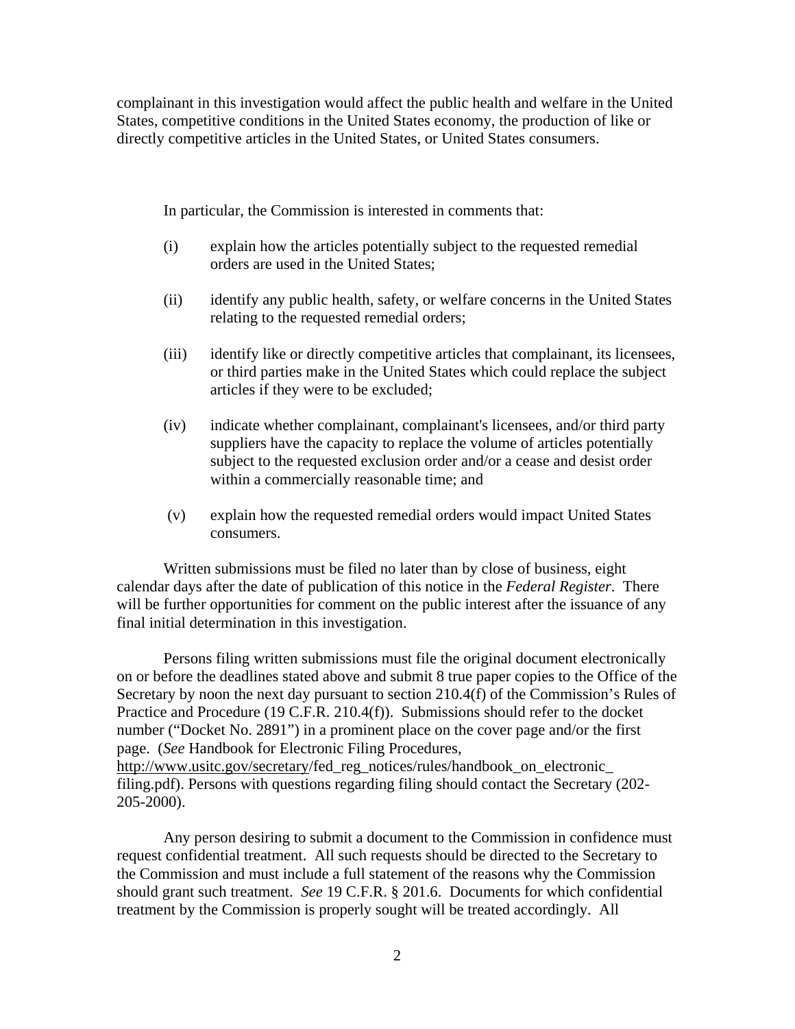complainant in this investigation would affect the public health and welfare in the United States, competitive conditions in the United States economy, the production of like or directly competitive articles in the United States, or United States consumers.

In particular, the Commission is interested in comments that:

(i) explain how the articles potentially subject to the requested remedial orders are used in the United States;

(ii) identify any public health, safety, or welfare concerns in the United States relating to the requested remedial orders;

(iii) identify like or directly competitive articles that complainant, its licensees, or third parties make in the United States which could replace the subject articles if they were to be excluded;

(iv) indicate whether complainant, complainant's licensees, and/or third party suppliers have the capacity to replace the volume of articles potentially subject to the requested exclusion order and/or a cease and desist order within a commercially reasonable time; and

(v) explain how the requested remedial orders would impact United States consumers.

Written submissions must be filed no later than by close of business, eight calendar days after the date of publication of this notice in the *Federal Register*. There will be further opportunities for comment on the public interest after the issuance of any final initial determination in this investigation.

Persons filing written submissions must file the original document electronically on or before the deadlines stated above and submit 8 true paper copies to the Office of the Secretary by noon the next day pursuant to section 210.4(f) of the Commission's Rules of Practice and Procedure (19 C.F.R. 210.4(f)). Submissions should refer to the docket number ("Docket No. 2891") in a prominent place on the cover page and/or the first page. (*See* Handbook for Electronic Filing Procedures, http://www.usitc.gov/secretary/fed_reg_notices/rules/handbook_on_electronic_filing.pdf). Persons with questions regarding filing should contact the Secretary (202-205-2000).

Any person desiring to submit a document to the Commission in confidence must request confidential treatment. All such requests should be directed to the Secretary to the Commission and must include a full statement of the reasons why the Commission should grant such treatment. *See* 19 C.F.R. § 201.6. Documents for which confidential treatment by the Commission is properly sought will be treated accordingly. All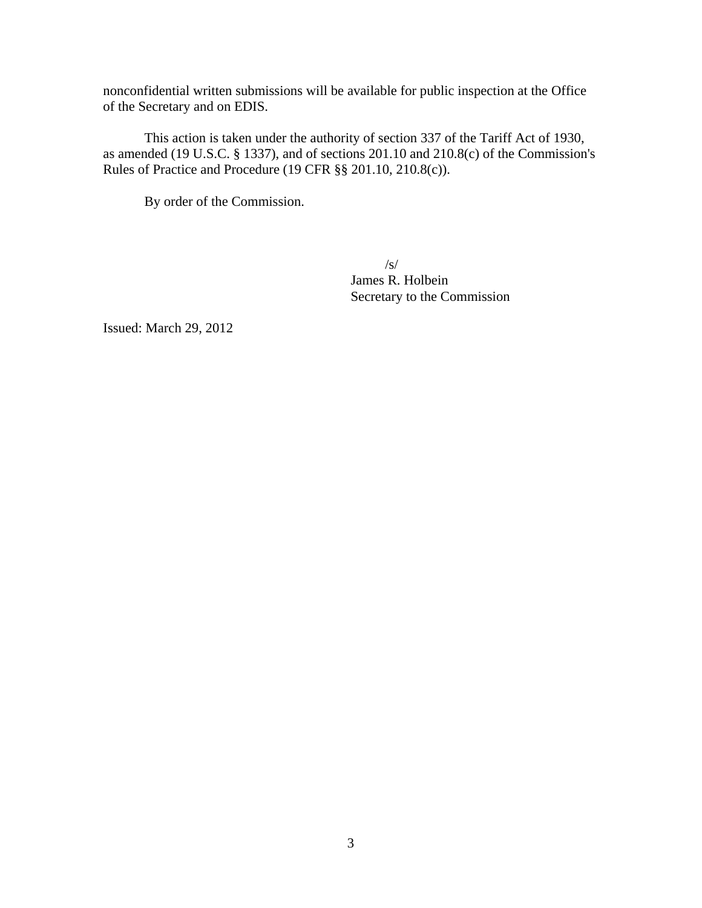nonconfidential written submissions will be available for public inspection at the Office of the Secretary and on EDIS.

This action is taken under the authority of section 337 of the Tariff Act of 1930, as amended (19 U.S.C. § 1337), and of sections 201.10 and 210.8(c) of the Commission's Rules of Practice and Procedure (19 CFR §§ 201.10, 210.8(c)).

By order of the Commission.

/s/
James R. Holbein
Secretary to the Commission

Issued: March 29, 2012